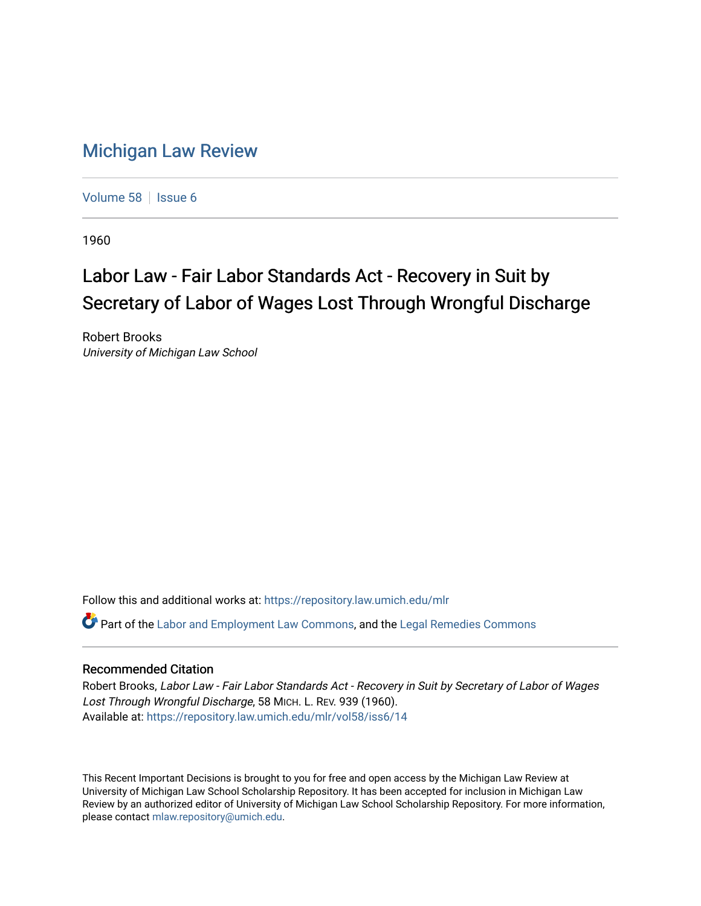# Michigan Law Review

Volume 58 | Issue 6

1960

## Labor Law - Fair Labor Standards Act - Recovery in Suit by Secretary of Labor of Wages Lost Through Wrongful Discharge

Robert Brooks
*University of Michigan Law School*

Follow this and additional works at: https://repository.law.umich.edu/mlr

Part of the Labor and Employment Law Commons, and the Legal Remedies Commons

### Recommended Citation

Robert Brooks, *Labor Law - Fair Labor Standards Act - Recovery in Suit by Secretary of Labor of Wages Lost Through Wrongful Discharge*, 58 MICH. L. REV. 939 (1960).
Available at: https://repository.law.umich.edu/mlr/vol58/iss6/14

This Recent Important Decisions is brought to you for free and open access by the Michigan Law Review at University of Michigan Law School Scholarship Repository. It has been accepted for inclusion in Michigan Law Review by an authorized editor of University of Michigan Law School Scholarship Repository. For more information, please contact mlaw.repository@umich.edu.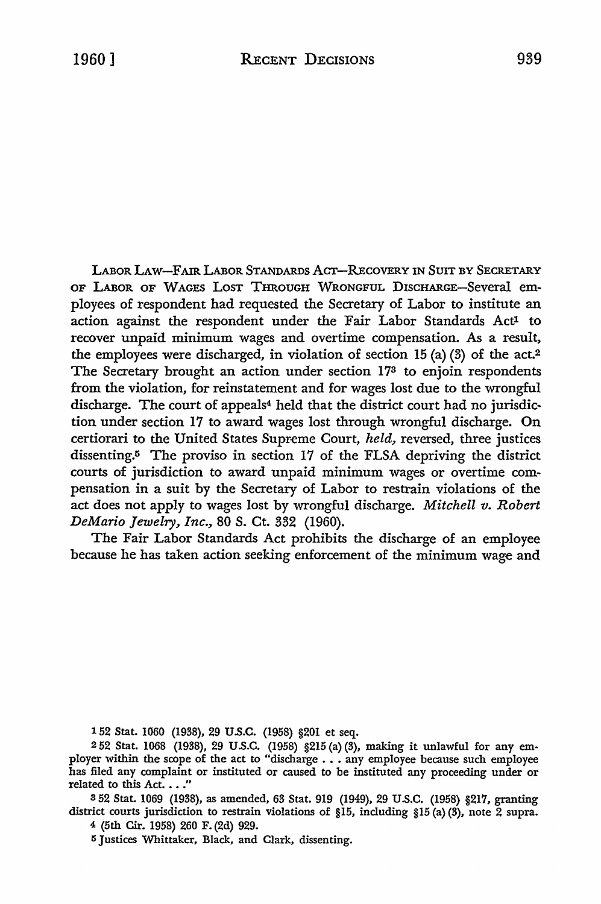LABOR LAW—FAIR LABOR STANDARDS ACT—RECOVERY IN SUIT BY SECRETARY OF LABOR OF WAGES LOST THROUGH WRONGFUL DISCHARGE—Several employees of respondent had requested the Secretary of Labor to institute an action against the respondent under the Fair Labor Standards Act[1] to recover unpaid minimum wages and overtime compensation. As a result, the employees were discharged, in violation of section 15 (a) (3) of the act.[2] The Secretary brought an action under section 17[3] to enjoin respondents from the violation, for reinstatement and for wages lost due to the wrongful discharge. The court of appeals[4] held that the district court had no jurisdiction under section 17 to award wages lost through wrongful discharge. On certiorari to the United States Supreme Court, *held,* reversed, three justices dissenting.[5] The proviso in section 17 of the FLSA depriving the district courts of jurisdiction to award unpaid minimum wages or overtime compensation in a suit by the Secretary of Labor to restrain violations of the act does not apply to wages lost by wrongful discharge. *Mitchell v. Robert DeMario Jewelry, Inc.,* 80 S. Ct. 332 (1960).

The Fair Labor Standards Act prohibits the discharge of an employee because he has taken action seeking enforcement of the minimum wage and

---

[1] 52 Stat. 1060 (1938), 29 U.S.C. (1958) §201 et seq.

[2] 52 Stat. 1068 (1938), 29 U.S.C. (1958) §215 (a) (3), making it unlawful for any employer within the scope of the act to "discharge . . . any employee because such employee has filed any complaint or instituted or caused to be instituted any proceeding under or related to this Act. . . ."

[3] 52 Stat. 1069 (1938), as amended, 63 Stat. 919 (1949), 29 U.S.C. (1958) §217, granting district courts jurisdiction to restrain violations of §15, including §15 (a) (3), note 2 supra.

[4] (5th Cir. 1958) 260 F. (2d) 929.

[5] Justices Whittaker, Black, and Clark, dissenting.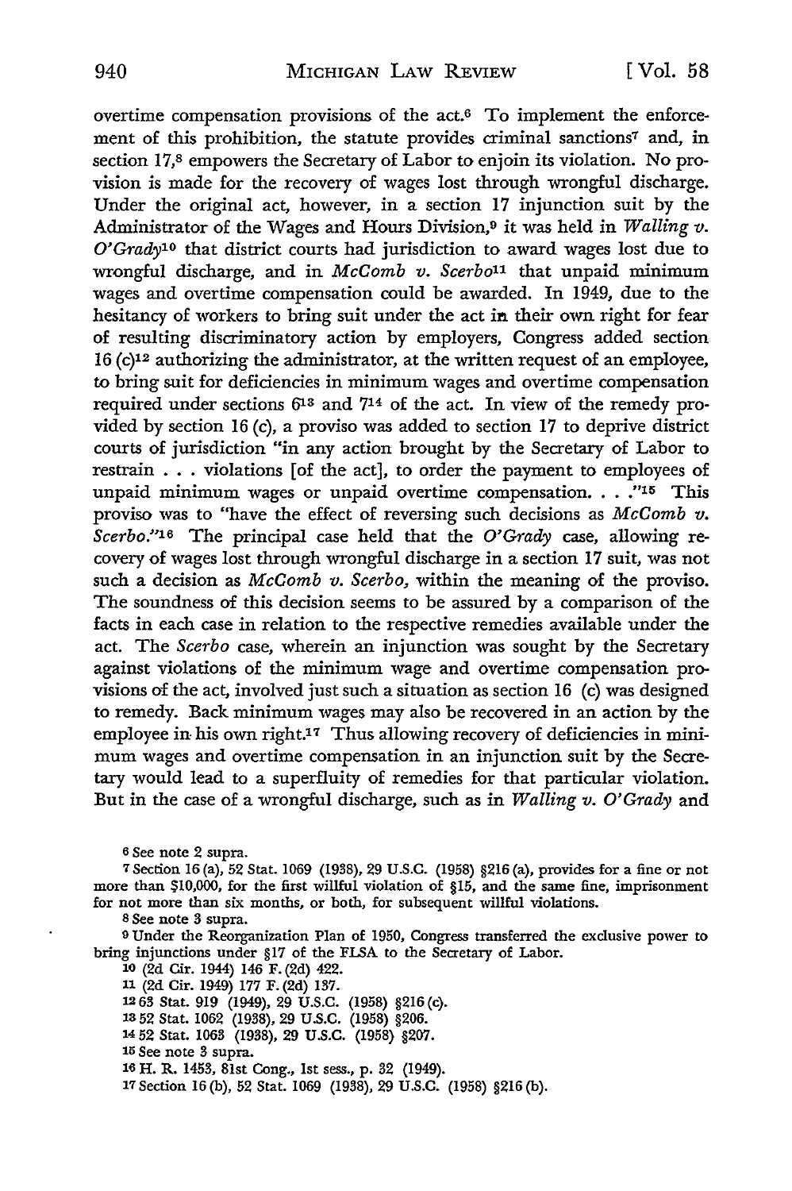overtime compensation provisions of the act.[6] To implement the enforcement of this prohibition, the statute provides criminal sanctions[7] and, in section 17,[8] empowers the Secretary of Labor to enjoin its violation. No provision is made for the recovery of wages lost through wrongful discharge. Under the original act, however, in a section 17 injunction suit by the Administrator of the Wages and Hours Division,[9] it was held in *Walling v. O'Grady*[10] that district courts had jurisdiction to award wages lost due to wrongful discharge, and in *McComb v. Scerbo*[11] that unpaid minimum wages and overtime compensation could be awarded. In 1949, due to the hesitancy of workers to bring suit under the act in their own right for fear of resulting discriminatory action by employers, Congress added section 16 (c)[12] authorizing the administrator, at the written request of an employee, to bring suit for deficiencies in minimum wages and overtime compensation required under sections 6[13] and 7[14] of the act. In view of the remedy provided by section 16 (c), a proviso was added to section 17 to deprive district courts of jurisdiction "in any action brought by the Secretary of Labor to restrain . . . violations [of the act], to order the payment to employees of unpaid minimum wages or unpaid overtime compensation. . . ."[15] This proviso was to "have the effect of reversing such decisions as *McComb v. Scerbo*."[16] The principal case held that the *O'Grady* case, allowing recovery of wages lost through wrongful discharge in a section 17 suit, was not such a decision as *McComb v. Scerbo*, within the meaning of the proviso. The soundness of this decision seems to be assured by a comparison of the facts in each case in relation to the respective remedies available under the act. The *Scerbo* case, wherein an injunction was sought by the Secretary against violations of the minimum wage and overtime compensation provisions of the act, involved just such a situation as section 16 (c) was designed to remedy. Back minimum wages may also be recovered in an action by the employee in his own right.[17] Thus allowing recovery of deficiencies in minimum wages and overtime compensation in an injunction suit by the Secretary would lead to a superfluity of remedies for that particular violation. But in the case of a wrongful discharge, such as in *Walling v. O'Grady* and

[6] See note 2 supra.

[7] Section 16 (a), 52 Stat. 1069 (1938), 29 U.S.C. (1958) §216 (a), provides for a fine or not more than $10,000, for the first willful violation of §15, and the same fine, imprisonment for not more than six months, or both, for subsequent willful violations.

[8] See note 3 supra.

[9] Under the Reorganization Plan of 1950, Congress transferred the exclusive power to bring injunctions under §17 of the FLSA to the Secretary of Labor.

[10] (2d Cir. 1944) 146 F. (2d) 422.

[11] (2d Cir. 1949) 177 F. (2d) 137.

[12] 63 Stat. 919 (1949), 29 U.S.C. (1958) §216 (c).

[13] 52 Stat. 1062 (1938), 29 U.S.C. (1958) §206.

[14] 52 Stat. 1063 (1938), 29 U.S.C. (1958) §207.

[15] See note 3 supra.

[16] H. R. 1453, 81st Cong., 1st sess., p. 32 (1949).

[17] Section 16 (b), 52 Stat. 1069 (1938), 29 U.S.C. (1958) §216 (b).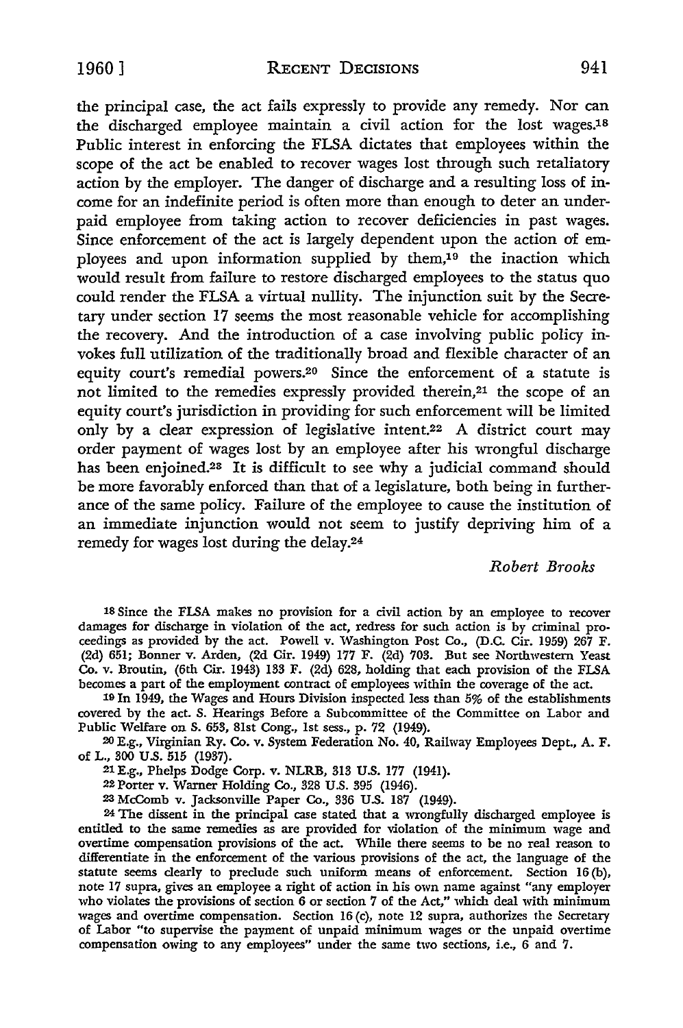the principal case, the act fails expressly to provide any remedy. Nor can the discharged employee maintain a civil action for the lost wages.[18] Public interest in enforcing the FLSA dictates that employees within the scope of the act be enabled to recover wages lost through such retaliatory action by the employer. The danger of discharge and a resulting loss of income for an indefinite period is often more than enough to deter an underpaid employee from taking action to recover deficiencies in past wages. Since enforcement of the act is largely dependent upon the action of employees and upon information supplied by them,[19] the inaction which would result from failure to restore discharged employees to the status quo could render the FLSA a virtual nullity. The injunction suit by the Secretary under section 17 seems the most reasonable vehicle for accomplishing the recovery. And the introduction of a case involving public policy invokes full utilization of the traditionally broad and flexible character of an equity court's remedial powers.[20] Since the enforcement of a statute is not limited to the remedies expressly provided therein,[21] the scope of an equity court's jurisdiction in providing for such enforcement will be limited only by a clear expression of legislative intent.[22] A district court may order payment of wages lost by an employee after his wrongful discharge has been enjoined.[23] It is difficult to see why a judicial command should be more favorably enforced than that of a legislature, both being in furtherance of the same policy. Failure of the employee to cause the institution of an immediate injunction would not seem to justify depriving him of a remedy for wages lost during the delay.[24]

*Robert Brooks*

[18] Since the FLSA makes no provision for a civil action by an employee to recover damages for discharge in violation of the act, redress for such action is by criminal proceedings as provided by the act. Powell v. Washington Post Co., (D.C. Cir. 1959) 267 F. (2d) 651; Bonner v. Arden, (2d Cir. 1949) 177 F. (2d) 703. But see Northwestern Yeast Co. v. Broutin, (6th Cir. 1943) 133 F. (2d) 628, holding that each provision of the FLSA becomes a part of the employment contract of employees within the coverage of the act.

[19] In 1949, the Wages and Hours Division inspected less than 5% of the establishments covered by the act. S. Hearings Before a Subcommittee of the Committee on Labor and Public Welfare on S. 653, 81st Cong., 1st sess., p. 72 (1949).

[20] E.g., Virginian Ry. Co. v. System Federation No. 40, Railway Employees Dept., A. F. of L., 300 U.S. 515 (1937).

[21] E.g., Phelps Dodge Corp. v. NLRB, 313 U.S. 177 (1941).

[22] Porter v. Warner Holding Co., 328 U.S. 395 (1946).

[23] McComb v. Jacksonville Paper Co., 336 U.S. 187 (1949).

[24] The dissent in the principal case stated that a wrongfully discharged employee is entitled to the same remedies as are provided for violation of the minimum wage and overtime compensation provisions of the act. While there seems to be no real reason to differentiate in the enforcement of the various provisions of the act, the language of the statute seems clearly to preclude such uniform means of enforcement. Section 16(b), note 17 supra, gives an employee a right of action in his own name against "any employer who violates the provisions of section 6 or section 7 of the Act," which deal with minimum wages and overtime compensation. Section 16(c), note 12 supra, authorizes the Secretary of Labor "to supervise the payment of unpaid minimum wages or the unpaid overtime compensation owing to any employees" under the same two sections, i.e., 6 and 7.